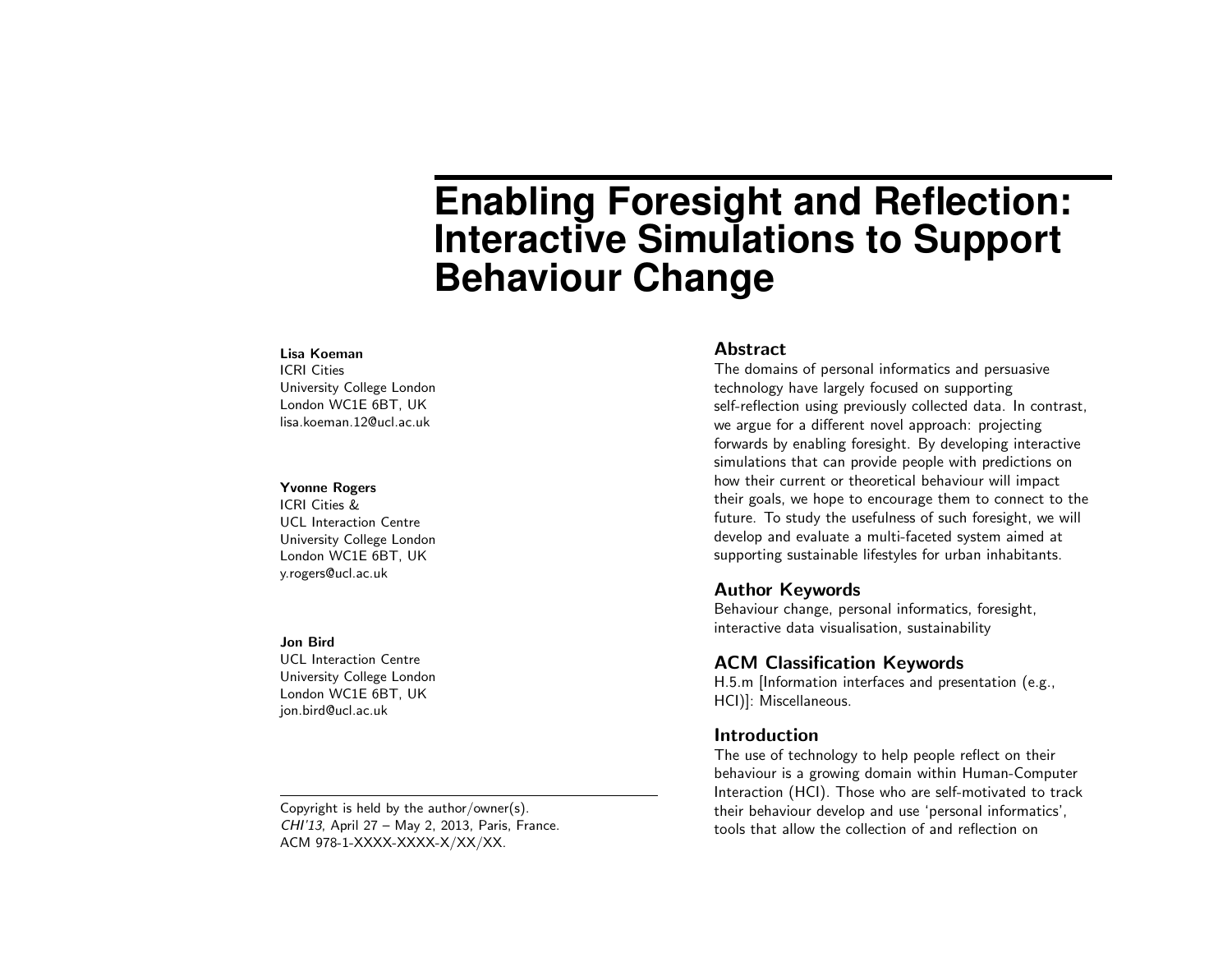# Enabling Foresight and Reflection: Interactive Simulations to Support Behaviour Change

**Lisa Koeman**
ICRI Cities
University College London
London WC1E 6BT, UK
lisa.koeman.12@ucl.ac.uk

**Yvonne Rogers**
ICRI Cities &
UCL Interaction Centre
University College London
London WC1E 6BT, UK
y.rogers@ucl.ac.uk

**Jon Bird**
UCL Interaction Centre
University College London
London WC1E 6BT, UK
jon.bird@ucl.ac.uk

Copyright is held by the author/owner(s).
*CHI'13*, April 27 – May 2, 2013, Paris, France.
ACM 978-1-XXXX-XXXX-X/XX/XX.

## Abstract

The domains of personal informatics and persuasive technology have largely focused on supporting self-reflection using previously collected data. In contrast, we argue for a different novel approach: projecting forwards by enabling foresight. By developing interactive simulations that can provide people with predictions on how their current or theoretical behaviour will impact their goals, we hope to encourage them to connect to the future. To study the usefulness of such foresight, we will develop and evaluate a multi-faceted system aimed at supporting sustainable lifestyles for urban inhabitants.

## Author Keywords

Behaviour change, personal informatics, foresight, interactive data visualisation, sustainability

## ACM Classification Keywords

H.5.m [Information interfaces and presentation (e.g., HCI)]: Miscellaneous.

## Introduction

The use of technology to help people reflect on their behaviour is a growing domain within Human-Computer Interaction (HCI). Those who are self-motivated to track their behaviour develop and use 'personal informatics', tools that allow the collection of and reflection on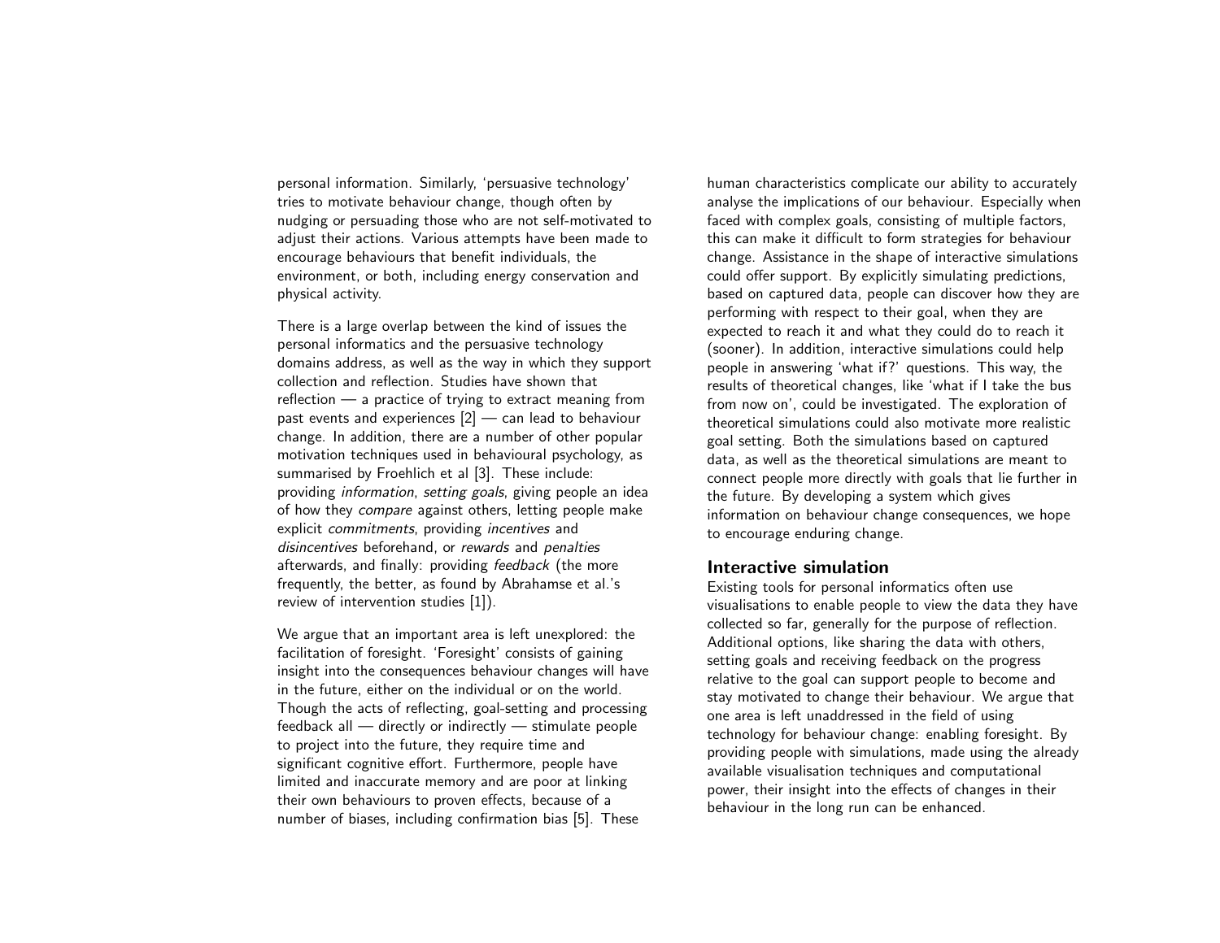personal information. Similarly, 'persuasive technology' tries to motivate behaviour change, though often by nudging or persuading those who are not self-motivated to adjust their actions. Various attempts have been made to encourage behaviours that benefit individuals, the environment, or both, including energy conservation and physical activity.

There is a large overlap between the kind of issues the personal informatics and the persuasive technology domains address, as well as the way in which they support collection and reflection. Studies have shown that reflection — a practice of trying to extract meaning from past events and experiences [2] — can lead to behaviour change. In addition, there are a number of other popular motivation techniques used in behavioural psychology, as summarised by Froehlich et al [3]. These include: providing *information*, *setting goals*, giving people an idea of how they *compare* against others, letting people make explicit *commitments*, providing *incentives* and *disincentives* beforehand, or *rewards* and *penalties* afterwards, and finally: providing *feedback* (the more frequently, the better, as found by Abrahamse et al.'s review of intervention studies [1]).

We argue that an important area is left unexplored: the facilitation of foresight. 'Foresight' consists of gaining insight into the consequences behaviour changes will have in the future, either on the individual or on the world. Though the acts of reflecting, goal-setting and processing feedback all — directly or indirectly — stimulate people to project into the future, they require time and significant cognitive effort. Furthermore, people have limited and inaccurate memory and are poor at linking their own behaviours to proven effects, because of a number of biases, including confirmation bias [5]. These human characteristics complicate our ability to accurately analyse the implications of our behaviour. Especially when faced with complex goals, consisting of multiple factors, this can make it difficult to form strategies for behaviour change. Assistance in the shape of interactive simulations could offer support. By explicitly simulating predictions, based on captured data, people can discover how they are performing with respect to their goal, when they are expected to reach it and what they could do to reach it (sooner). In addition, interactive simulations could help people in answering 'what if?' questions. This way, the results of theoretical changes, like 'what if I take the bus from now on', could be investigated. The exploration of theoretical simulations could also motivate more realistic goal setting. Both the simulations based on captured data, as well as the theoretical simulations are meant to connect people more directly with goals that lie further in the future. By developing a system which gives information on behaviour change consequences, we hope to encourage enduring change.

## Interactive simulation

Existing tools for personal informatics often use visualisations to enable people to view the data they have collected so far, generally for the purpose of reflection. Additional options, like sharing the data with others, setting goals and receiving feedback on the progress relative to the goal can support people to become and stay motivated to change their behaviour. We argue that one area is left unaddressed in the field of using technology for behaviour change: enabling foresight. By providing people with simulations, made using the already available visualisation techniques and computational power, their insight into the effects of changes in their behaviour in the long run can be enhanced.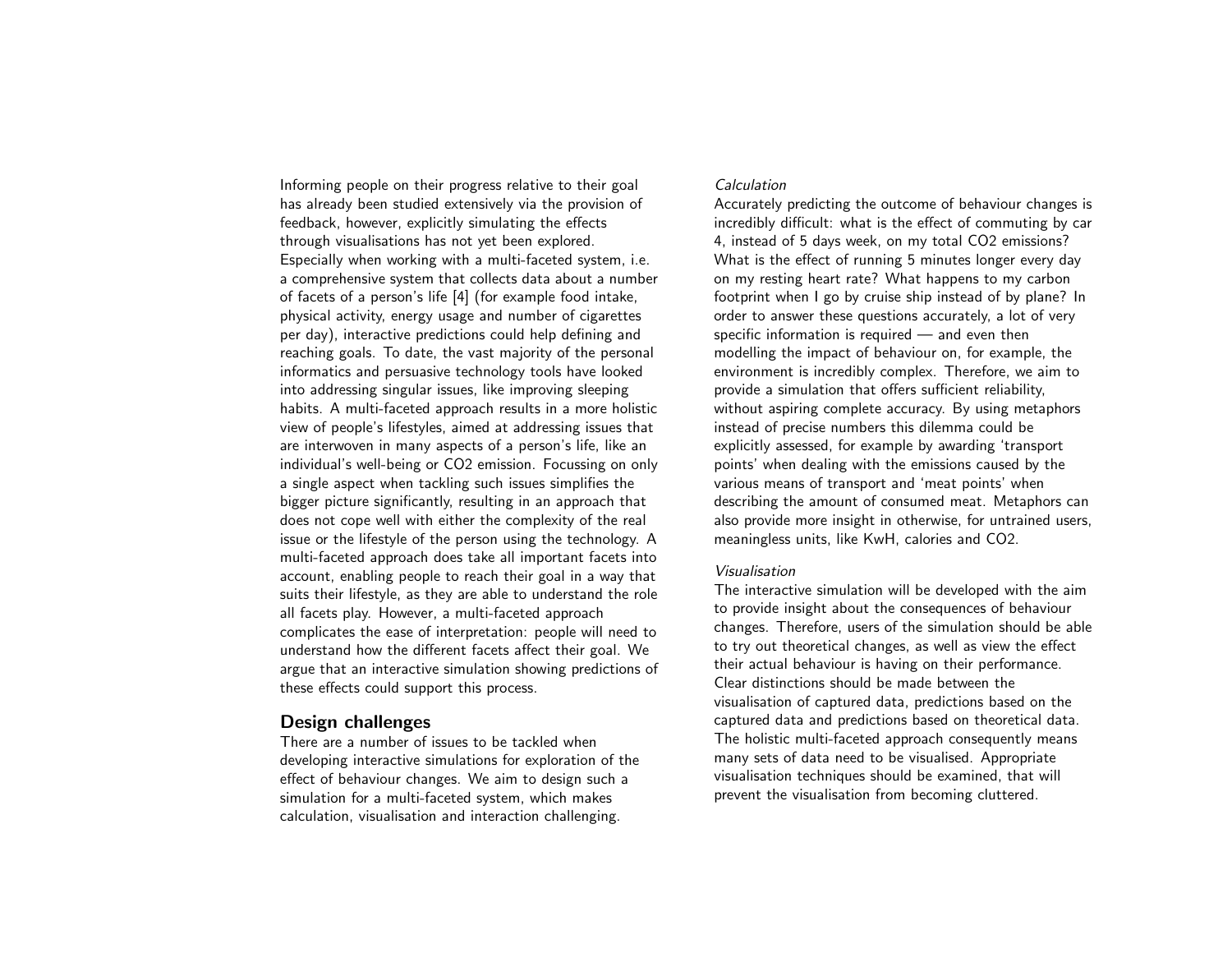Informing people on their progress relative to their goal has already been studied extensively via the provision of feedback, however, explicitly simulating the effects through visualisations has not yet been explored. Especially when working with a multi-faceted system, i.e. a comprehensive system that collects data about a number of facets of a person's life [4] (for example food intake, physical activity, energy usage and number of cigarettes per day), interactive predictions could help defining and reaching goals. To date, the vast majority of the personal informatics and persuasive technology tools have looked into addressing singular issues, like improving sleeping habits. A multi-faceted approach results in a more holistic view of people's lifestyles, aimed at addressing issues that are interwoven in many aspects of a person's life, like an individual's well-being or CO2 emission. Focussing on only a single aspect when tackling such issues simplifies the bigger picture significantly, resulting in an approach that does not cope well with either the complexity of the real issue or the lifestyle of the person using the technology. A multi-faceted approach does take all important facets into account, enabling people to reach their goal in a way that suits their lifestyle, as they are able to understand the role all facets play. However, a multi-faceted approach complicates the ease of interpretation: people will need to understand how the different facets affect their goal. We argue that an interactive simulation showing predictions of these effects could support this process.

## Design challenges

There are a number of issues to be tackled when developing interactive simulations for exploration of the effect of behaviour changes. We aim to design such a simulation for a multi-faceted system, which makes calculation, visualisation and interaction challenging.

*Calculation*

Accurately predicting the outcome of behaviour changes is incredibly difficult: what is the effect of commuting by car 4, instead of 5 days week, on my total CO2 emissions? What is the effect of running 5 minutes longer every day on my resting heart rate? What happens to my carbon footprint when I go by cruise ship instead of by plane? In order to answer these questions accurately, a lot of very specific information is required — and even then modelling the impact of behaviour on, for example, the environment is incredibly complex. Therefore, we aim to provide a simulation that offers sufficient reliability, without aspiring complete accuracy. By using metaphors instead of precise numbers this dilemma could be explicitly assessed, for example by awarding 'transport points' when dealing with the emissions caused by the various means of transport and 'meat points' when describing the amount of consumed meat. Metaphors can also provide more insight in otherwise, for untrained users, meaningless units, like KwH, calories and CO2.

*Visualisation*

The interactive simulation will be developed with the aim to provide insight about the consequences of behaviour changes. Therefore, users of the simulation should be able to try out theoretical changes, as well as view the effect their actual behaviour is having on their performance. Clear distinctions should be made between the visualisation of captured data, predictions based on the captured data and predictions based on theoretical data. The holistic multi-faceted approach consequently means many sets of data need to be visualised. Appropriate visualisation techniques should be examined, that will prevent the visualisation from becoming cluttered.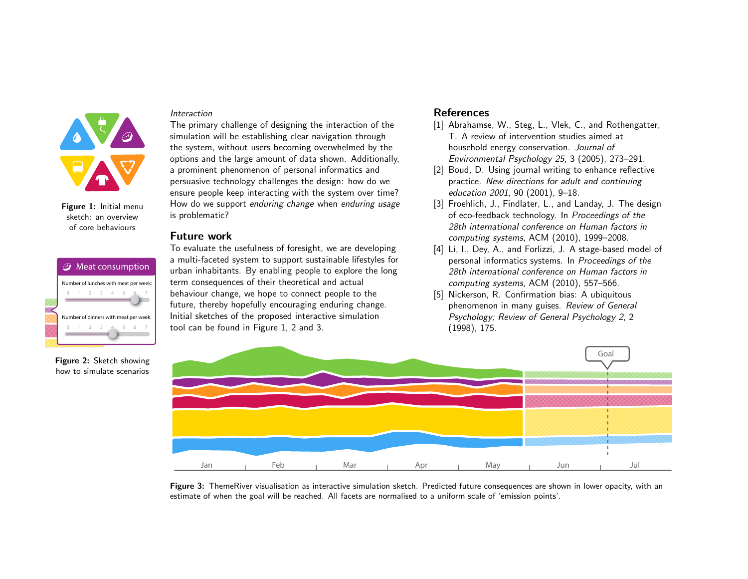Figure 1: Initial menu sketch: an overview of core behaviours

Meat consumption

Number of lunches with meat per week:

0 1 2 3 4 5 6 7

Number of dinners with meat per week:

0 1 2 3 4 5 6 7

Figure 2: Sketch showing how to simulate scenarios

*Interaction*

The primary challenge of designing the interaction of the simulation will be establishing clear navigation through the system, without users becoming overwhelmed by the options and the large amount of data shown. Additionally, a prominent phenomenon of personal informatics and persuasive technology challenges the design: how do we ensure people keep interacting with the system over time? How do we support *enduring change* when *enduring usage* is problematic?

## Future work

To evaluate the usefulness of foresight, we are developing a multi-faceted system to support sustainable lifestyles for urban inhabitants. By enabling people to explore the long term consequences of their theoretical and actual behaviour change, we hope to connect people to the future, thereby hopefully encouraging enduring change. Initial sketches of the proposed interactive simulation tool can be found in Figure 1, 2 and 3.

## References

[1] Abrahamse, W., Steg, L., Vlek, C., and Rothengatter, T. A review of intervention studies aimed at household energy conservation. *Journal of Environmental Psychology 25*, 3 (2005), 273–291.

[2] Boud, D. Using journal writing to enhance reflective practice. *New directions for adult and continuing education 2001*, 90 (2001), 9–18.

[3] Froehlich, J., Findlater, L., and Landay, J. The design of eco-feedback technology. In *Proceedings of the 28th international conference on Human factors in computing systems*, ACM (2010), 1999–2008.

[4] Li, I., Dey, A., and Forlizzi, J. A stage-based model of personal informatics systems. In *Proceedings of the 28th international conference on Human factors in computing systems*, ACM (2010), 557–566.

[5] Nickerson, R. Confirmation bias: A ubiquitous phenomenon in many guises. *Review of General Psychology; Review of General Psychology 2*, 2 (1998), 175.

Goal

Jan Feb Mar Apr May Jun Jul

Figure 3: ThemeRiver visualisation as interactive simulation sketch. Predicted future consequences are shown in lower opacity, with an estimate of when the goal will be reached. All facets are normalised to a uniform scale of 'emission points'.